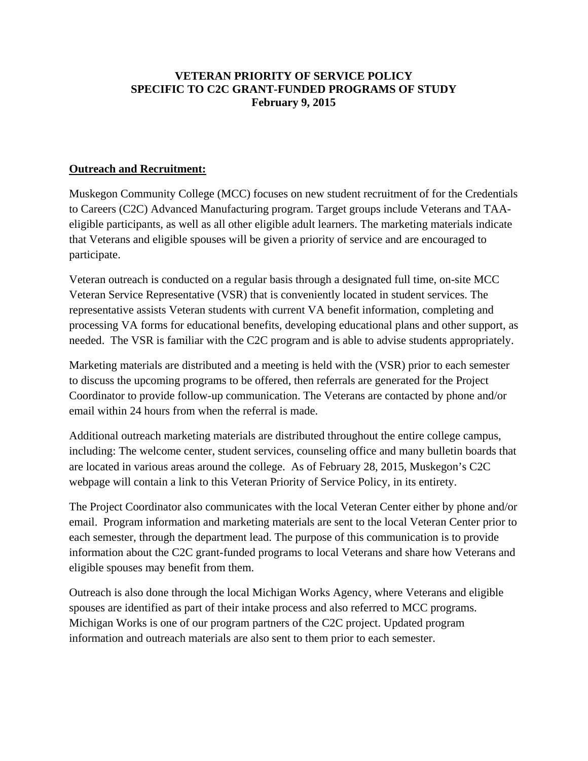# VETERAN PRIORITY OF SERVICE POLICY
# SPECIFIC TO C2C GRANT-FUNDED PROGRAMS OF STUDY
# February 9, 2015

## Outreach and Recruitment:

Muskegon Community College (MCC) focuses on new student recruitment of for the Credentials to Careers (C2C) Advanced Manufacturing program. Target groups include Veterans and TAA-eligible participants, as well as all other eligible adult learners. The marketing materials indicate that Veterans and eligible spouses will be given a priority of service and are encouraged to participate.

Veteran outreach is conducted on a regular basis through a designated full time, on-site MCC Veteran Service Representative (VSR) that is conveniently located in student services. The representative assists Veteran students with current VA benefit information, completing and processing VA forms for educational benefits, developing educational plans and other support, as needed. The VSR is familiar with the C2C program and is able to advise students appropriately.

Marketing materials are distributed and a meeting is held with the (VSR) prior to each semester to discuss the upcoming programs to be offered, then referrals are generated for the Project Coordinator to provide follow-up communication. The Veterans are contacted by phone and/or email within 24 hours from when the referral is made.

Additional outreach marketing materials are distributed throughout the entire college campus, including: The welcome center, student services, counseling office and many bulletin boards that are located in various areas around the college. As of February 28, 2015, Muskegon's C2C webpage will contain a link to this Veteran Priority of Service Policy, in its entirety.

The Project Coordinator also communicates with the local Veteran Center either by phone and/or email. Program information and marketing materials are sent to the local Veteran Center prior to each semester, through the department lead. The purpose of this communication is to provide information about the C2C grant-funded programs to local Veterans and share how Veterans and eligible spouses may benefit from them.

Outreach is also done through the local Michigan Works Agency, where Veterans and eligible spouses are identified as part of their intake process and also referred to MCC programs. Michigan Works is one of our program partners of the C2C project. Updated program information and outreach materials are also sent to them prior to each semester.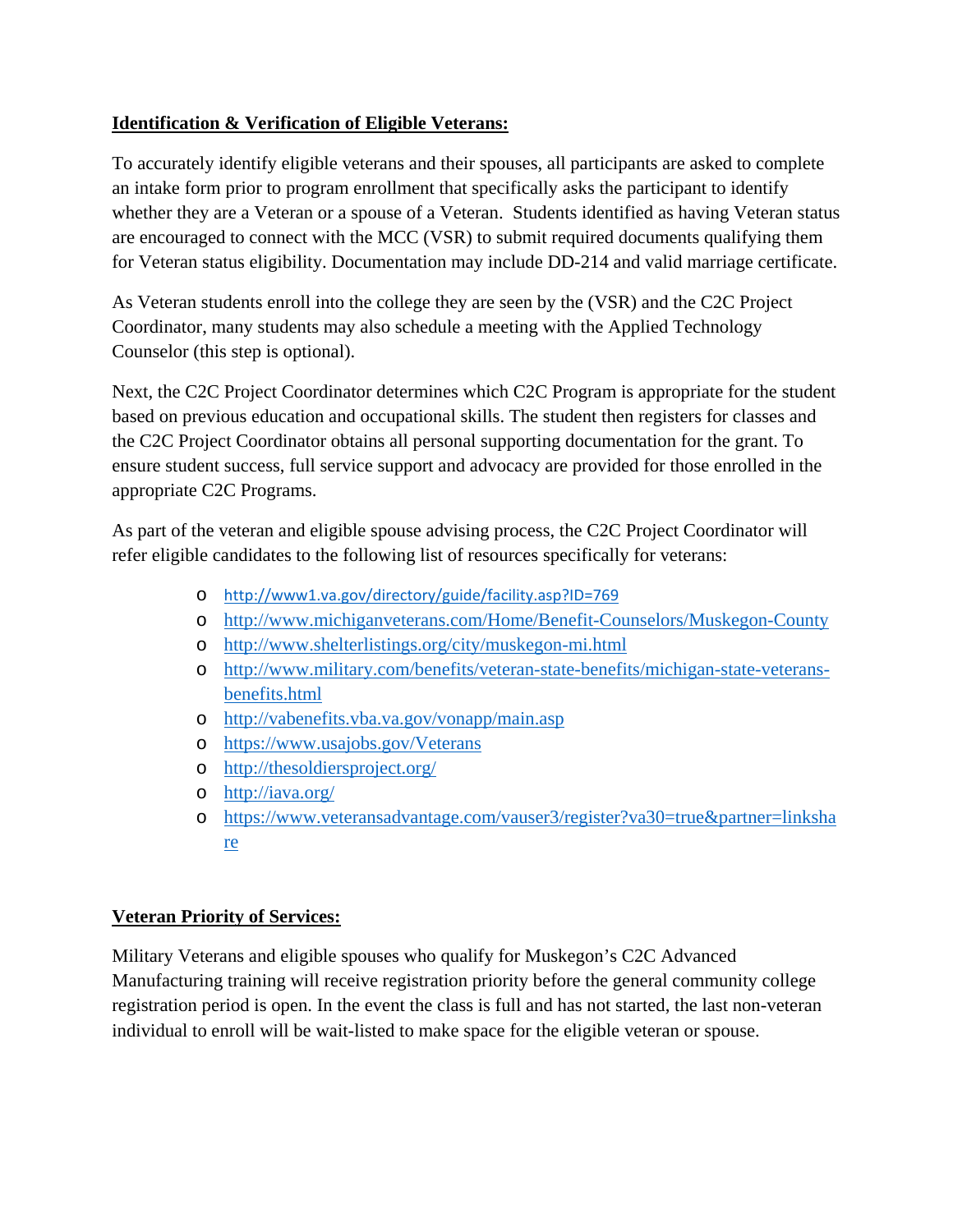**Identification & Verification of Eligible Veterans:**

To accurately identify eligible veterans and their spouses, all participants are asked to complete an intake form prior to program enrollment that specifically asks the participant to identify whether they are a Veteran or a spouse of a Veteran. Students identified as having Veteran status are encouraged to connect with the MCC (VSR) to submit required documents qualifying them for Veteran status eligibility. Documentation may include DD-214 and valid marriage certificate.

As Veteran students enroll into the college they are seen by the (VSR) and the C2C Project Coordinator, many students may also schedule a meeting with the Applied Technology Counselor (this step is optional).

Next, the C2C Project Coordinator determines which C2C Program is appropriate for the student based on previous education and occupational skills. The student then registers for classes and the C2C Project Coordinator obtains all personal supporting documentation for the grant. To ensure student success, full service support and advocacy are provided for those enrolled in the appropriate C2C Programs.

As part of the veteran and eligible spouse advising process, the C2C Project Coordinator will refer eligible candidates to the following list of resources specifically for veterans:

- http://www1.va.gov/directory/guide/facility.asp?ID=769
- http://www.michiganveterans.com/Home/Benefit-Counselors/Muskegon-County
- http://www.shelterlistings.org/city/muskegon-mi.html
- http://www.military.com/benefits/veteran-state-benefits/michigan-state-veterans-benefits.html
- http://vabenefits.vba.va.gov/vonapp/main.asp
- https://www.usajobs.gov/Veterans
- http://thesoldiersproject.org/
- http://iava.org/
- https://www.veteransadvantage.com/vauser3/register?va30=true&partner=linkshare

**Veteran Priority of Services:**

Military Veterans and eligible spouses who qualify for Muskegon's C2C Advanced Manufacturing training will receive registration priority before the general community college registration period is open. In the event the class is full and has not started, the last non-veteran individual to enroll will be wait-listed to make space for the eligible veteran or spouse.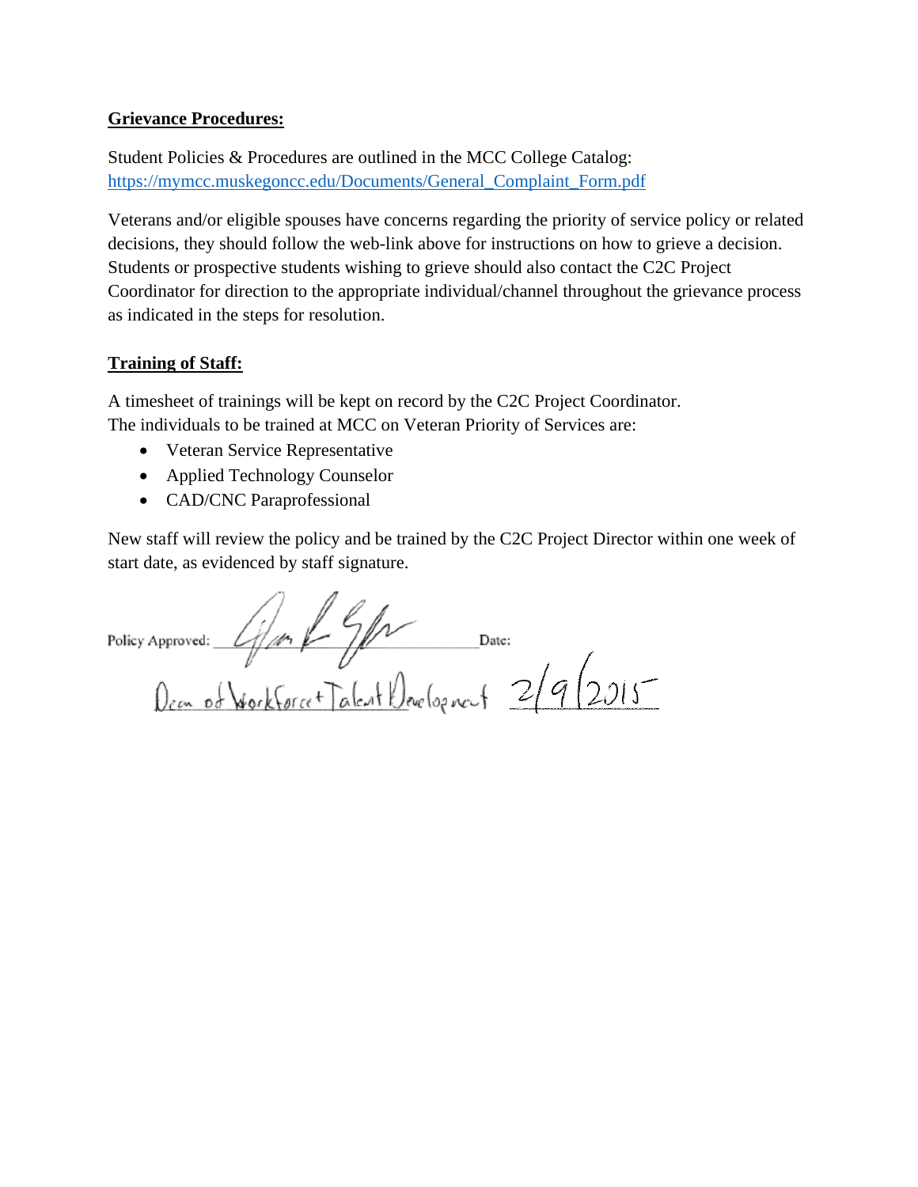**Grievance Procedures:**

Student Policies & Procedures are outlined in the MCC College Catalog:
https://mymcc.muskegoncc.edu/Documents/General_Complaint_Form.pdf

Veterans and/or eligible spouses have concerns regarding the priority of service policy or related decisions, they should follow the web-link above for instructions on how to grieve a decision. Students or prospective students wishing to grieve should also contact the C2C Project Coordinator for direction to the appropriate individual/channel throughout the grievance process as indicated in the steps for resolution.

**Training of Staff:**

A timesheet of trainings will be kept on record by the C2C Project Coordinator.
The individuals to be trained at MCC on Veteran Priority of Services are:

- Veteran Service Representative
- Applied Technology Counselor
- CAD/CNC Paraprofessional

New staff will review the policy and be trained by the C2C Project Director within one week of start date, as evidenced by staff signature.

Policy Approved: [signature] Date: 2/9/2015

Dean of Workforce + Talent Development